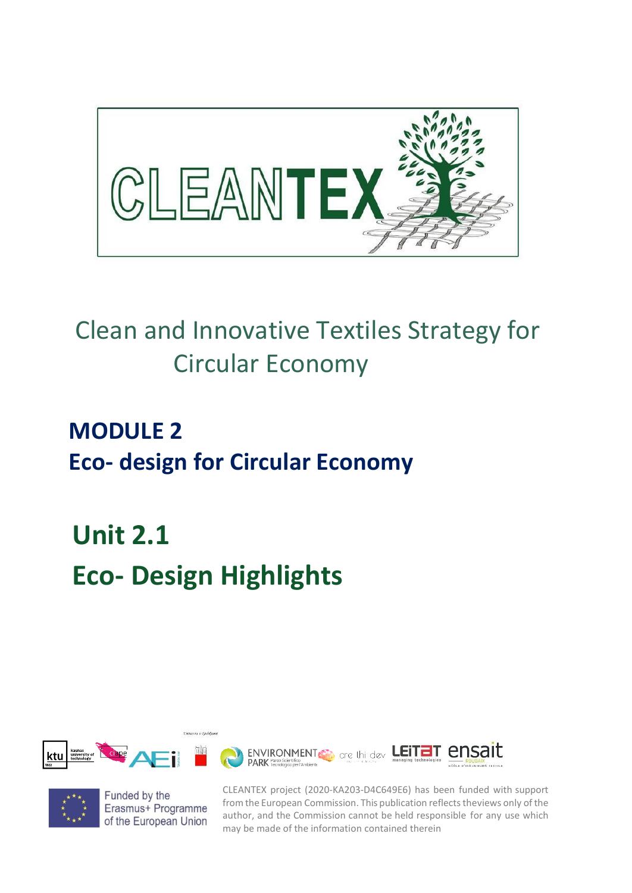# CLEANTEX

Clean and Innovative Textiles Strategy for Circular Economy

## MODULE 2
## Eco- design for Circular Economy

# Unit 2.1
# Eco- Design Highlights

Funded by the Erasmus+ Programme of the European Union

CLEANTEX project (2020-KA203-D4C649E6) has been funded with support from the European Commission. This publication reflects theviews only of the author, and the Commission cannot be held responsible for any use which may be made of the information contained therein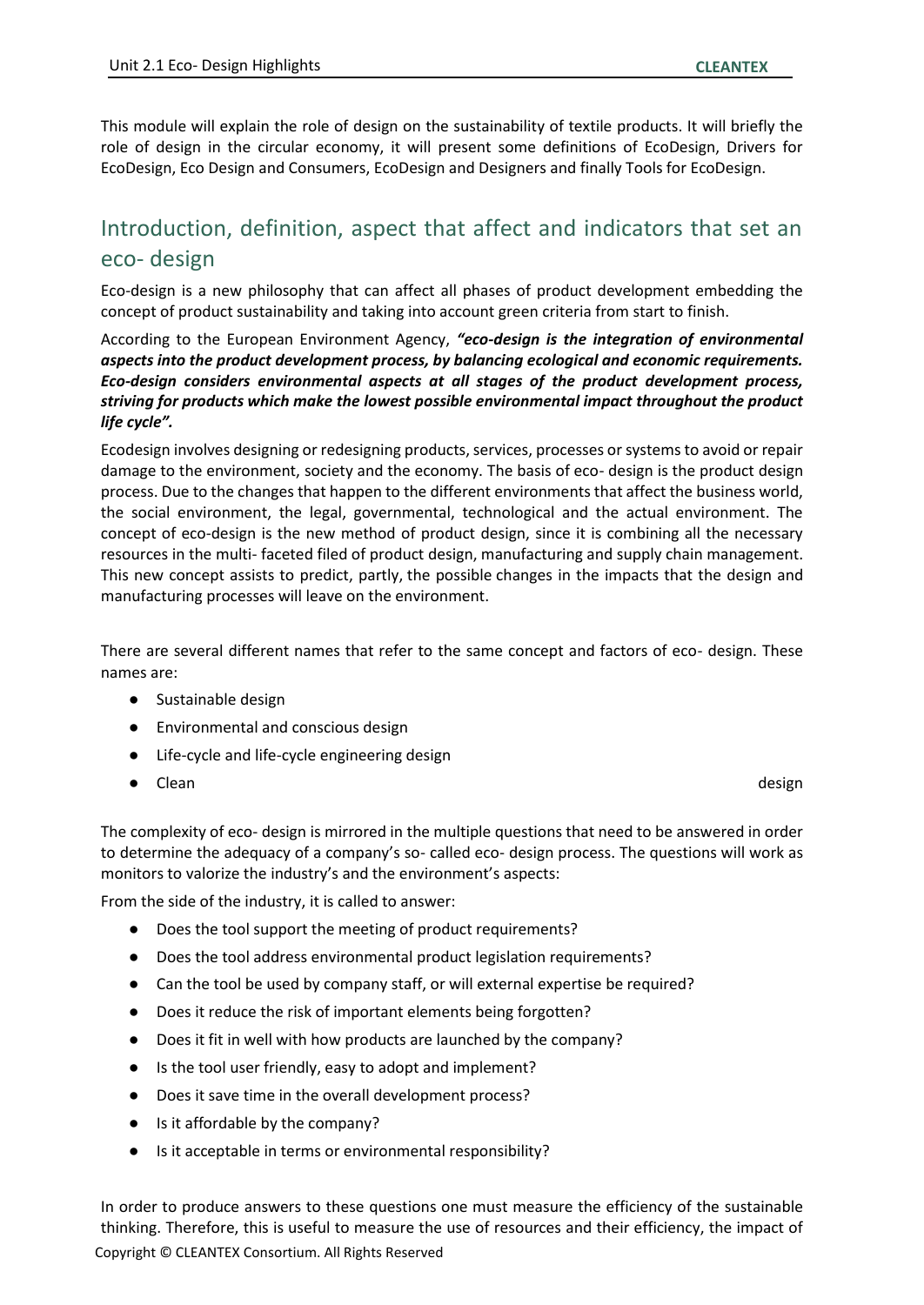This module will explain the role of design on the sustainability of textile products. It will briefly the role of design in the circular economy, it will present some definitions of EcoDesign, Drivers for EcoDesign, Eco Design and Consumers, EcoDesign and Designers and finally Tools for EcoDesign.

## Introduction, definition, aspect that affect and indicators that set an eco- design

Eco-design is a new philosophy that can affect all phases of product development embedding the concept of product sustainability and taking into account green criteria from start to finish.

According to the European Environment Agency, ***"eco-design is the integration of environmental aspects into the product development process, by balancing ecological and economic requirements. Eco-design considers environmental aspects at all stages of the product development process, striving for products which make the lowest possible environmental impact throughout the product life cycle".***

Ecodesign involves designing or redesigning products, services, processes or systems to avoid or repair damage to the environment, society and the economy. The basis of eco- design is the product design process. Due to the changes that happen to the different environments that affect the business world, the social environment, the legal, governmental, technological and the actual environment. The concept of eco-design is the new method of product design, since it is combining all the necessary resources in the multi- faceted filed of product design, manufacturing and supply chain management. This new concept assists to predict, partly, the possible changes in the impacts that the design and manufacturing processes will leave on the environment.

There are several different names that refer to the same concept and factors of eco- design. These names are:

- Sustainable design
- Environmental and conscious design
- Life-cycle and life-cycle engineering design
- Clean design

The complexity of eco- design is mirrored in the multiple questions that need to be answered in order to determine the adequacy of a company's so- called eco- design process. The questions will work as monitors to valorize the industry's and the environment's aspects:

From the side of the industry, it is called to answer:

- Does the tool support the meeting of product requirements?
- Does the tool address environmental product legislation requirements?
- Can the tool be used by company staff, or will external expertise be required?
- Does it reduce the risk of important elements being forgotten?
- Does it fit in well with how products are launched by the company?
- Is the tool user friendly, easy to adopt and implement?
- Does it save time in the overall development process?
- Is it affordable by the company?
- Is it acceptable in terms or environmental responsibility?

In order to produce answers to these questions one must measure the efficiency of the sustainable thinking. Therefore, this is useful to measure the use of resources and their efficiency, the impact of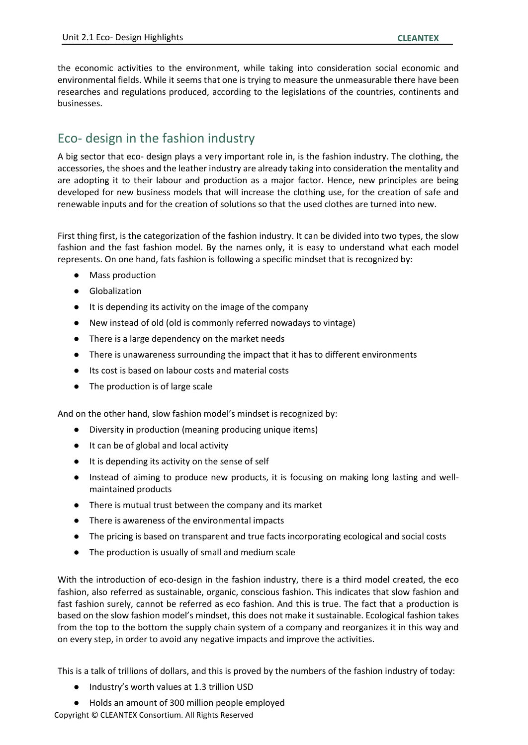the economic activities to the environment, while taking into consideration social economic and environmental fields. While it seems that one is trying to measure the unmeasurable there have been researches and regulations produced, according to the legislations of the countries, continents and businesses.

## Eco- design in the fashion industry

A big sector that eco- design plays a very important role in, is the fashion industry. The clothing, the accessories, the shoes and the leather industry are already taking into consideration the mentality and are adopting it to their labour and production as a major factor. Hence, new principles are being developed for new business models that will increase the clothing use, for the creation of safe and renewable inputs and for the creation of solutions so that the used clothes are turned into new.

First thing first, is the categorization of the fashion industry. It can be divided into two types, the slow fashion and the fast fashion model. By the names only, it is easy to understand what each model represents. On one hand, fats fashion is following a specific mindset that is recognized by:

- Mass production
- Globalization
- It is depending its activity on the image of the company
- New instead of old (old is commonly referred nowadays to vintage)
- There is a large dependency on the market needs
- There is unawareness surrounding the impact that it has to different environments
- Its cost is based on labour costs and material costs
- The production is of large scale

And on the other hand, slow fashion model's mindset is recognized by:

- Diversity in production (meaning producing unique items)
- It can be of global and local activity
- It is depending its activity on the sense of self
- Instead of aiming to produce new products, it is focusing on making long lasting and well-maintained products
- There is mutual trust between the company and its market
- There is awareness of the environmental impacts
- The pricing is based on transparent and true facts incorporating ecological and social costs
- The production is usually of small and medium scale

With the introduction of eco-design in the fashion industry, there is a third model created, the eco fashion, also referred as sustainable, organic, conscious fashion. This indicates that slow fashion and fast fashion surely, cannot be referred as eco fashion. And this is true. The fact that a production is based on the slow fashion model's mindset, this does not make it sustainable. Ecological fashion takes from the top to the bottom the supply chain system of a company and reorganizes it in this way and on every step, in order to avoid any negative impacts and improve the activities.

This is a talk of trillions of dollars, and this is proved by the numbers of the fashion industry of today:

- Industry's worth values at 1.3 trillion USD
- Holds an amount of 300 million people employed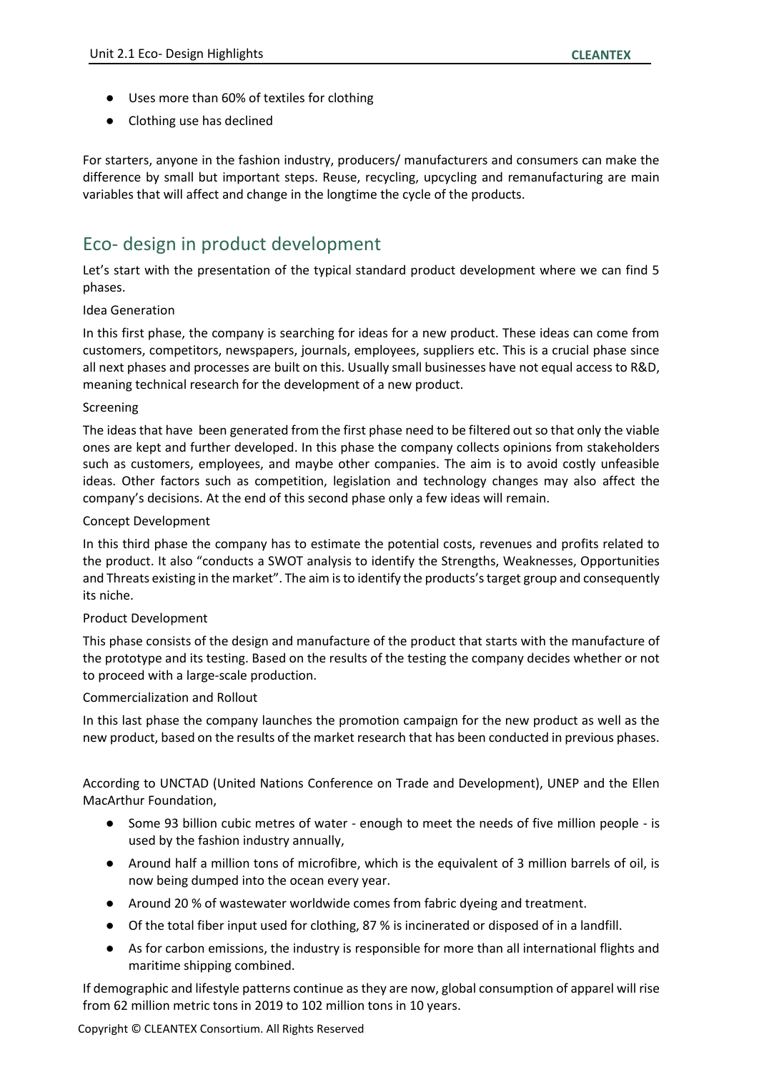- Uses more than 60% of textiles for clothing
- Clothing use has declined

For starters, anyone in the fashion industry, producers/ manufacturers and consumers can make the difference by small but important steps. Reuse, recycling, upcycling and remanufacturing are main variables that will affect and change in the longtime the cycle of the products.

## Eco- design in product development

Let's start with the presentation of the typical standard product development where we can find 5 phases.

Idea Generation

In this first phase, the company is searching for ideas for a new product. These ideas can come from customers, competitors, newspapers, journals, employees, suppliers etc. This is a crucial phase since all next phases and processes are built on this. Usually small businesses have not equal access to R&D, meaning technical research for the development of a new product.

Screening

The ideas that have been generated from the first phase need to be filtered out so that only the viable ones are kept and further developed. In this phase the company collects opinions from stakeholders such as customers, employees, and maybe other companies. The aim is to avoid costly unfeasible ideas. Other factors such as competition, legislation and technology changes may also affect the company's decisions. At the end of this second phase only a few ideas will remain.

Concept Development

In this third phase the company has to estimate the potential costs, revenues and profits related to the product. It also "conducts a SWOT analysis to identify the Strengths, Weaknesses, Opportunities and Threats existing in the market". The aim is to identify the products's target group and consequently its niche.

Product Development

This phase consists of the design and manufacture of the product that starts with the manufacture of the prototype and its testing. Based on the results of the testing the company decides whether or not to proceed with a large-scale production.

Commercialization and Rollout

In this last phase the company launches the promotion campaign for the new product as well as the new product, based on the results of the market research that has been conducted in previous phases.

According to UNCTAD (United Nations Conference on Trade and Development), UNEP and the Ellen MacArthur Foundation,

- Some 93 billion cubic metres of water - enough to meet the needs of five million people - is used by the fashion industry annually,
- Around half a million tons of microfibre, which is the equivalent of 3 million barrels of oil, is now being dumped into the ocean every year.
- Around 20 % of wastewater worldwide comes from fabric dyeing and treatment.
- Of the total fiber input used for clothing, 87 % is incinerated or disposed of in a landfill.
- As for carbon emissions, the industry is responsible for more than all international flights and maritime shipping combined.

If demographic and lifestyle patterns continue as they are now, global consumption of apparel will rise from 62 million metric tons in 2019 to 102 million tons in 10 years.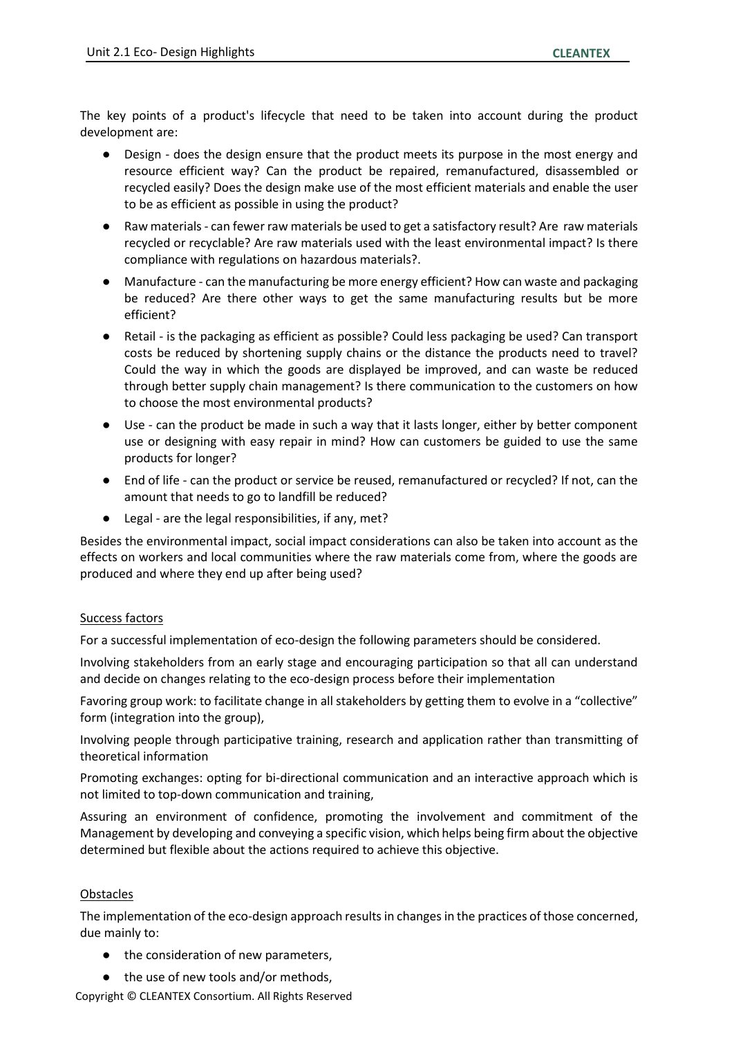The key points of a product's lifecycle that need to be taken into account during the product development are:

- Design - does the design ensure that the product meets its purpose in the most energy and resource efficient way? Can the product be repaired, remanufactured, disassembled or recycled easily? Does the design make use of the most efficient materials and enable the user to be as efficient as possible in using the product?
- Raw materials - can fewer raw materials be used to get a satisfactory result? Are raw materials recycled or recyclable? Are raw materials used with the least environmental impact? Is there compliance with regulations on hazardous materials?.
- Manufacture - can the manufacturing be more energy efficient? How can waste and packaging be reduced? Are there other ways to get the same manufacturing results but be more efficient?
- Retail - is the packaging as efficient as possible? Could less packaging be used? Can transport costs be reduced by shortening supply chains or the distance the products need to travel? Could the way in which the goods are displayed be improved, and can waste be reduced through better supply chain management? Is there communication to the customers on how to choose the most environmental products?
- Use - can the product be made in such a way that it lasts longer, either by better component use or designing with easy repair in mind? How can customers be guided to use the same products for longer?
- End of life - can the product or service be reused, remanufactured or recycled? If not, can the amount that needs to go to landfill be reduced?
- Legal - are the legal responsibilities, if any, met?

Besides the environmental impact, social impact considerations can also be taken into account as the effects on workers and local communities where the raw materials come from, where the goods are produced and where they end up after being used?

Success factors

For a successful implementation of eco-design the following parameters should be considered.

Involving stakeholders from an early stage and encouraging participation so that all can understand and decide on changes relating to the eco-design process before their implementation

Favoring group work: to facilitate change in all stakeholders by getting them to evolve in a "collective" form (integration into the group),

Involving people through participative training, research and application rather than transmitting of theoretical information

Promoting exchanges: opting for bi-directional communication and an interactive approach which is not limited to top-down communication and training,

Assuring an environment of confidence, promoting the involvement and commitment of the Management by developing and conveying a specific vision, which helps being firm about the objective determined but flexible about the actions required to achieve this objective.

Obstacles

The implementation of the eco-design approach results in changes in the practices of those concerned, due mainly to:

- the consideration of new parameters,
- the use of new tools and/or methods,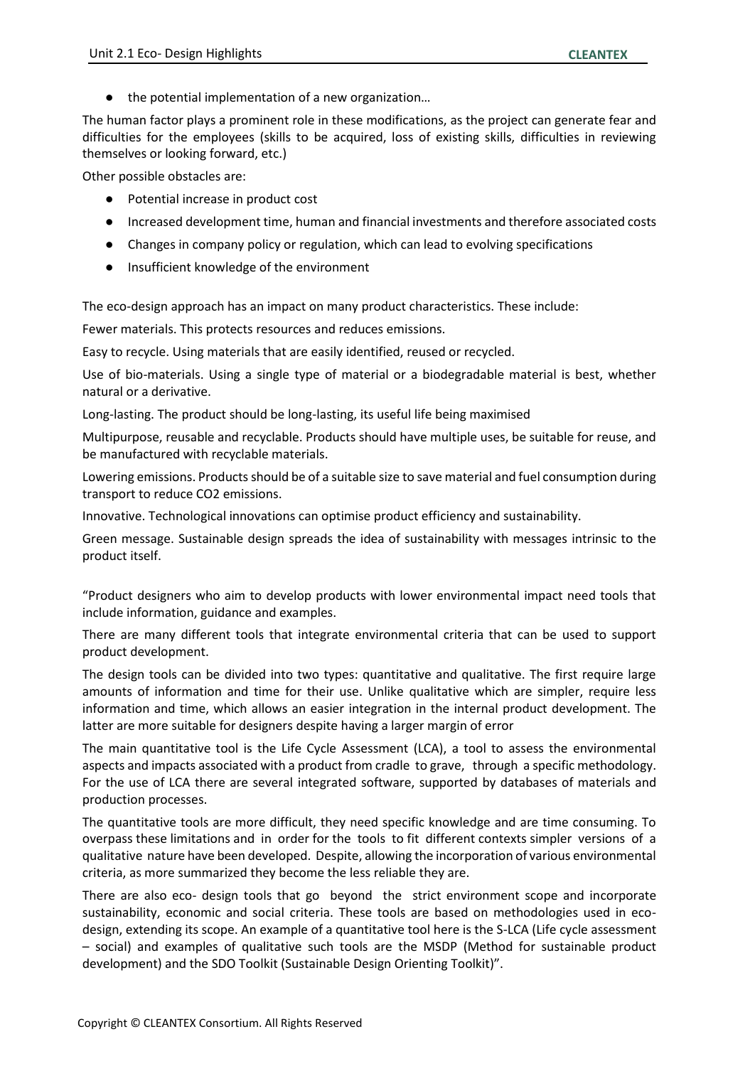- the potential implementation of a new organization…

The human factor plays a prominent role in these modifications, as the project can generate fear and difficulties for the employees (skills to be acquired, loss of existing skills, difficulties in reviewing themselves or looking forward, etc.)

Other possible obstacles are:

- Potential increase in product cost
- Increased development time, human and financial investments and therefore associated costs
- Changes in company policy or regulation, which can lead to evolving specifications
- Insufficient knowledge of the environment

The eco-design approach has an impact on many product characteristics. These include:

Fewer materials. This protects resources and reduces emissions.

Easy to recycle. Using materials that are easily identified, reused or recycled.

Use of bio-materials. Using a single type of material or a biodegradable material is best, whether natural or a derivative.

Long-lasting. The product should be long-lasting, its useful life being maximised

Multipurpose, reusable and recyclable. Products should have multiple uses, be suitable for reuse, and be manufactured with recyclable materials.

Lowering emissions. Products should be of a suitable size to save material and fuel consumption during transport to reduce $CO_2$ emissions.

Innovative. Technological innovations can optimise product efficiency and sustainability.

Green message. Sustainable design spreads the idea of sustainability with messages intrinsic to the product itself.

"Product designers who aim to develop products with lower environmental impact need tools that include information, guidance and examples.

There are many different tools that integrate environmental criteria that can be used to support product development.

The design tools can be divided into two types: quantitative and qualitative. The first require large amounts of information and time for their use. Unlike qualitative which are simpler, require less information and time, which allows an easier integration in the internal product development. The latter are more suitable for designers despite having a larger margin of error

The main quantitative tool is the Life Cycle Assessment (LCA), a tool to assess the environmental aspects and impacts associated with a product from cradle to grave, through a specific methodology. For the use of LCA there are several integrated software, supported by databases of materials and production processes.

The quantitative tools are more difficult, they need specific knowledge and are time consuming. To overpass these limitations and in order for the tools to fit different contexts simpler versions of a qualitative nature have been developed. Despite, allowing the incorporation of various environmental criteria, as more summarized they become the less reliable they are.

There are also eco- design tools that go beyond the strict environment scope and incorporate sustainability, economic and social criteria. These tools are based on methodologies used in eco-design, extending its scope. An example of a quantitative tool here is the S-LCA (Life cycle assessment – social) and examples of qualitative such tools are the MSDP (Method for sustainable product development) and the SDO Toolkit (Sustainable Design Orienting Toolkit)".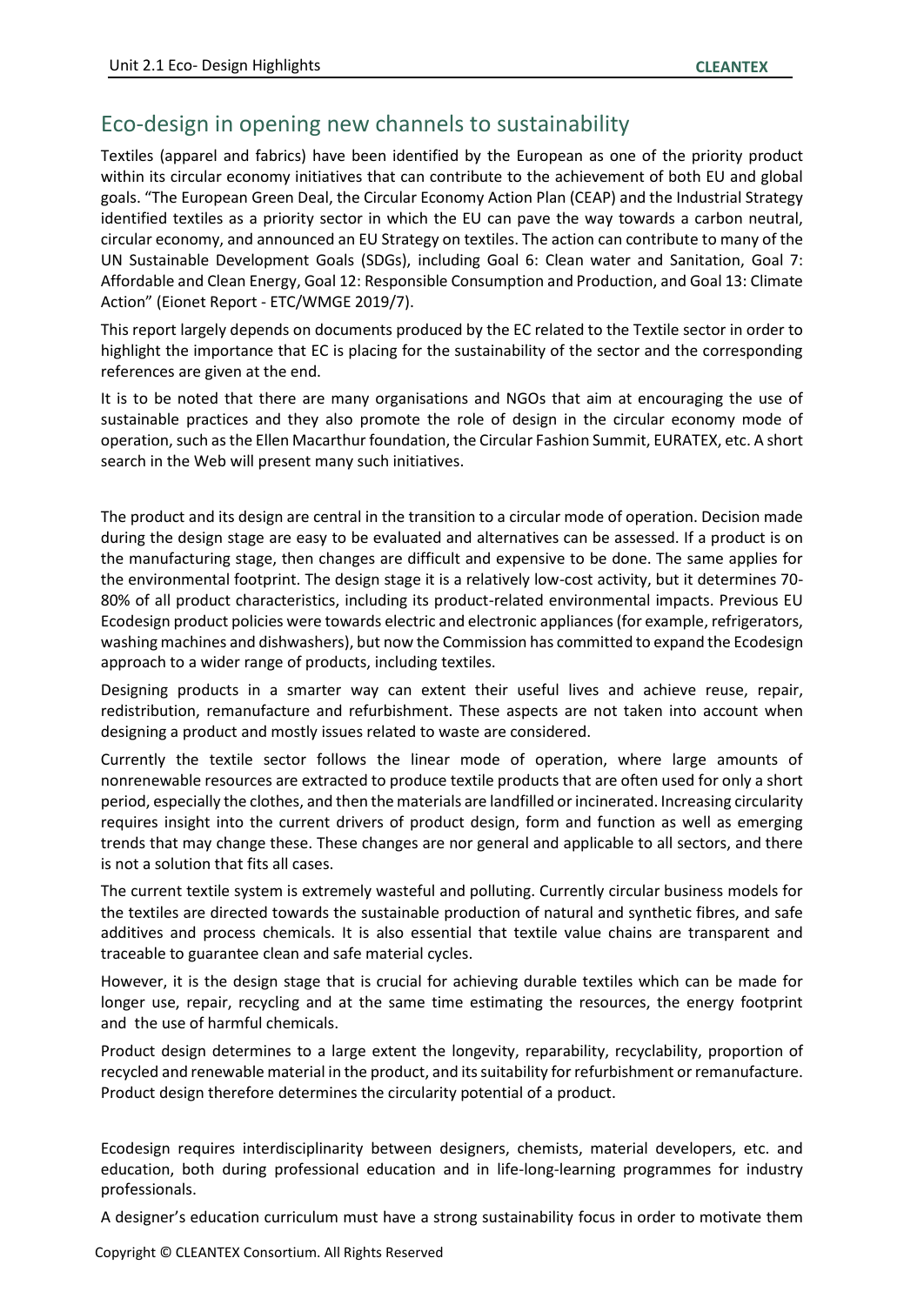## Eco-design in opening new channels to sustainability

Textiles (apparel and fabrics) have been identified by the European as one of the priority product within its circular economy initiatives that can contribute to the achievement of both EU and global goals. "The European Green Deal, the Circular Economy Action Plan (CEAP) and the Industrial Strategy identified textiles as a priority sector in which the EU can pave the way towards a carbon neutral, circular economy, and announced an EU Strategy on textiles. The action can contribute to many of the UN Sustainable Development Goals (SDGs), including Goal 6: Clean water and Sanitation, Goal 7: Affordable and Clean Energy, Goal 12: Responsible Consumption and Production, and Goal 13: Climate Action" (Eionet Report - ETC/WMGE 2019/7).

This report largely depends on documents produced by the EC related to the Textile sector in order to highlight the importance that EC is placing for the sustainability of the sector and the corresponding references are given at the end.

It is to be noted that there are many organisations and NGOs that aim at encouraging the use of sustainable practices and they also promote the role of design in the circular economy mode of operation, such as the Ellen Macarthur foundation, the Circular Fashion Summit, EURATEX, etc. A short search in the Web will present many such initiatives.

The product and its design are central in the transition to a circular mode of operation. Decision made during the design stage are easy to be evaluated and alternatives can be assessed. If a product is on the manufacturing stage, then changes are difficult and expensive to be done. The same applies for the environmental footprint. The design stage it is a relatively low-cost activity, but it determines 70-80% of all product characteristics, including its product-related environmental impacts. Previous EU Ecodesign product policies were towards electric and electronic appliances (for example, refrigerators, washing machines and dishwashers), but now the Commission has committed to expand the Ecodesign approach to a wider range of products, including textiles.

Designing products in a smarter way can extent their useful lives and achieve reuse, repair, redistribution, remanufacture and refurbishment. These aspects are not taken into account when designing a product and mostly issues related to waste are considered.

Currently the textile sector follows the linear mode of operation, where large amounts of nonrenewable resources are extracted to produce textile products that are often used for only a short period, especially the clothes, and then the materials are landfilled or incinerated. Increasing circularity requires insight into the current drivers of product design, form and function as well as emerging trends that may change these. These changes are nor general and applicable to all sectors, and there is not a solution that fits all cases.

The current textile system is extremely wasteful and polluting. Currently circular business models for the textiles are directed towards the sustainable production of natural and synthetic fibres, and safe additives and process chemicals. It is also essential that textile value chains are transparent and traceable to guarantee clean and safe material cycles.

However, it is the design stage that is crucial for achieving durable textiles which can be made for longer use, repair, recycling and at the same time estimating the resources, the energy footprint and the use of harmful chemicals.

Product design determines to a large extent the longevity, reparability, recyclability, proportion of recycled and renewable material in the product, and its suitability for refurbishment or remanufacture. Product design therefore determines the circularity potential of a product.

Ecodesign requires interdisciplinarity between designers, chemists, material developers, etc. and education, both during professional education and in life-long-learning programmes for industry professionals.

A designer's education curriculum must have a strong sustainability focus in order to motivate them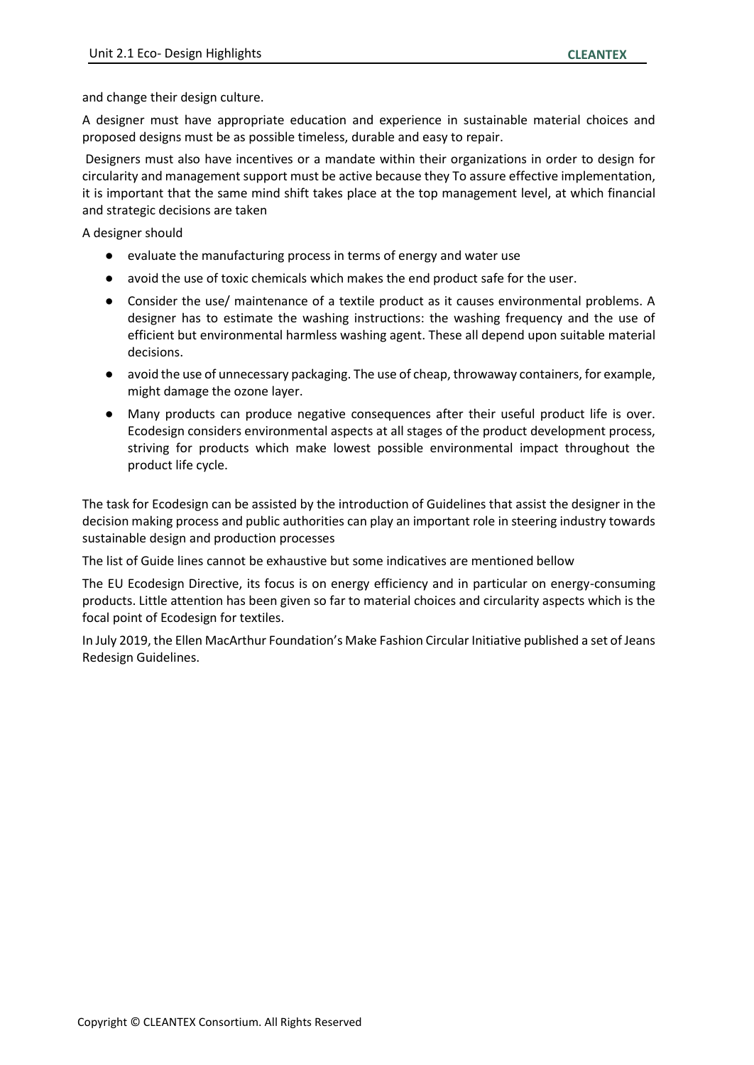and change their design culture.

A designer must have appropriate education and experience in sustainable material choices and proposed designs must be as possible timeless, durable and easy to repair.

Designers must also have incentives or a mandate within their organizations in order to design for circularity and management support must be active because they To assure effective implementation, it is important that the same mind shift takes place at the top management level, at which financial and strategic decisions are taken

A designer should

- evaluate the manufacturing process in terms of energy and water use
- avoid the use of toxic chemicals which makes the end product safe for the user.
- Consider the use/ maintenance of a textile product as it causes environmental problems. A designer has to estimate the washing instructions: the washing frequency and the use of efficient but environmental harmless washing agent. These all depend upon suitable material decisions.
- avoid the use of unnecessary packaging. The use of cheap, throwaway containers, for example, might damage the ozone layer.
- Many products can produce negative consequences after their useful product life is over. Ecodesign considers environmental aspects at all stages of the product development process, striving for products which make lowest possible environmental impact throughout the product life cycle.

The task for Ecodesign can be assisted by the introduction of Guidelines that assist the designer in the decision making process and public authorities can play an important role in steering industry towards sustainable design and production processes

The list of Guide lines cannot be exhaustive but some indicatives are mentioned bellow

The EU Ecodesign Directive, its focus is on energy efficiency and in particular on energy-consuming products. Little attention has been given so far to material choices and circularity aspects which is the focal point of Ecodesign for textiles.

In July 2019, the Ellen MacArthur Foundation's Make Fashion Circular Initiative published a set of Jeans Redesign Guidelines.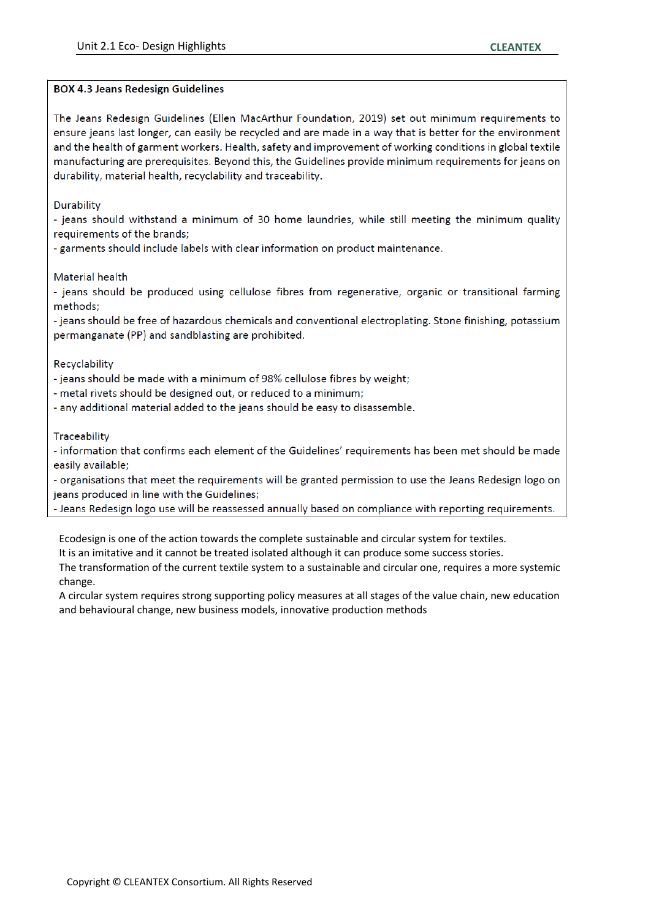**BOX 4.3 Jeans Redesign Guidelines**

The Jeans Redesign Guidelines (Ellen MacArthur Foundation, 2019) set out minimum requirements to ensure jeans last longer, can easily be recycled and are made in a way that is better for the environment and the health of garment workers. Health, safety and improvement of working conditions in global textile manufacturing are prerequisites. Beyond this, the Guidelines provide minimum requirements for jeans on durability, material health, recyclability and traceability.

Durability

- jeans should withstand a minimum of 30 home laundries, while still meeting the minimum quality requirements of the brands;
- garments should include labels with clear information on product maintenance.

Material health

- jeans should be produced using cellulose fibres from regenerative, organic or transitional farming methods;
- jeans should be free of hazardous chemicals and conventional electroplating. Stone finishing, potassium permanganate (PP) and sandblasting are prohibited.

Recyclability

- jeans should be made with a minimum of 98% cellulose fibres by weight;
- metal rivets should be designed out, or reduced to a minimum;
- any additional material added to the jeans should be easy to disassemble.

Traceability

- information that confirms each element of the Guidelines' requirements has been met should be made easily available;
- organisations that meet the requirements will be granted permission to use the Jeans Redesign logo on jeans produced in line with the Guidelines;
- Jeans Redesign logo use will be reassessed annually based on compliance with reporting requirements.

Ecodesign is one of the action towards the complete sustainable and circular system for textiles.
It is an imitative and it cannot be treated isolated although it can produce some success stories.
The transformation of the current textile system to a sustainable and circular one, requires a more systemic change.
A circular system requires strong supporting policy measures at all stages of the value chain, new education and behavioural change, new business models, innovative production methods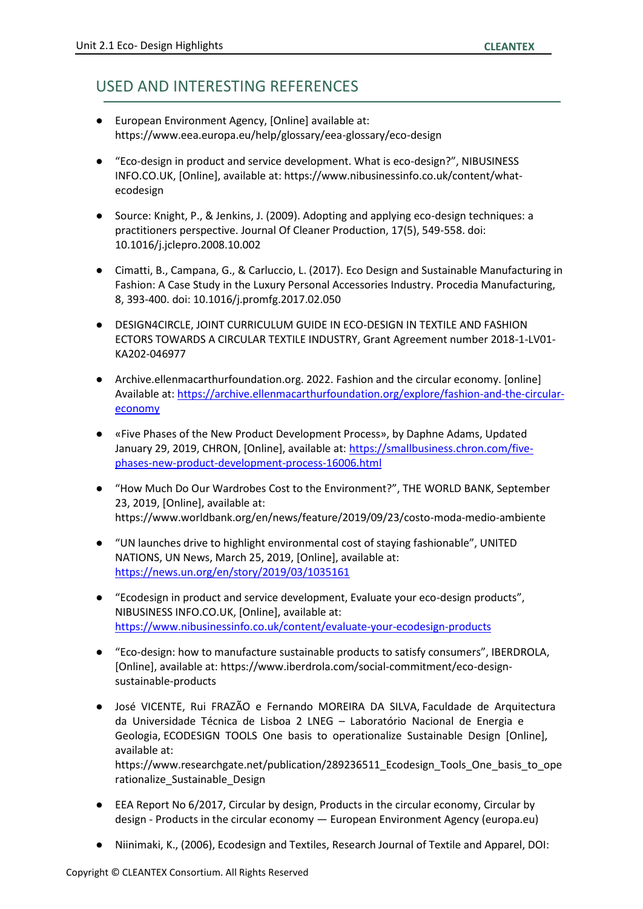## USED AND INTERESTING REFERENCES

- European Environment Agency, [Online] available at: https://www.eea.europa.eu/help/glossary/eea-glossary/eco-design
- "Eco-design in product and service development. What is eco-design?", NIBUSINESS INFO.CO.UK, [Online], available at: https://www.nibusinessinfo.co.uk/content/what-ecodesign
- Source: Knight, P., & Jenkins, J. (2009). Adopting and applying eco-design techniques: a practitioners perspective. Journal Of Cleaner Production, 17(5), 549-558. doi: 10.1016/j.jclepro.2008.10.002
- Cimatti, B., Campana, G., & Carluccio, L. (2017). Eco Design and Sustainable Manufacturing in Fashion: A Case Study in the Luxury Personal Accessories Industry. Procedia Manufacturing, 8, 393-400. doi: 10.1016/j.promfg.2017.02.050
- DESIGN4CIRCLE, JOINT CURRICULUM GUIDE IN ECO-DESIGN IN TEXTILE AND FASHION ECTORS TOWARDS A CIRCULAR TEXTILE INDUSTRY, Grant Agreement number 2018-1-LV01-KA202-046977
- Archive.ellenmacarthurfoundation.org. 2022. Fashion and the circular economy. [online] Available at: https://archive.ellenmacarthurfoundation.org/explore/fashion-and-the-circular-economy
- «Five Phases of the New Product Development Process», by Daphne Adams, Updated January 29, 2019, CHRON, [Online], available at: https://smallbusiness.chron.com/five-phases-new-product-development-process-16006.html
- "How Much Do Our Wardrobes Cost to the Environment?", THE WORLD BANK, September 23, 2019, [Online], available at: https://www.worldbank.org/en/news/feature/2019/09/23/costo-moda-medio-ambiente
- "UN launches drive to highlight environmental cost of staying fashionable", UNITED NATIONS, UN News, March 25, 2019, [Online], available at: https://news.un.org/en/story/2019/03/1035161
- "Ecodesign in product and service development, Evaluate your eco-design products", NIBUSINESS INFO.CO.UK, [Online], available at: https://www.nibusinessinfo.co.uk/content/evaluate-your-ecodesign-products
- "Eco-design: how to manufacture sustainable products to satisfy consumers", IBERDROLA, [Online], available at: https://www.iberdrola.com/social-commitment/eco-design-sustainable-products
- José VICENTE, Rui FRAZÃO e Fernando MOREIRA DA SILVA, Faculdade de Arquitectura da Universidade Técnica de Lisboa 2 LNEG – Laboratório Nacional de Energia e Geologia, ECODESIGN TOOLS One basis to operationalize Sustainable Design [Online], available at: https://www.researchgate.net/publication/289236511_Ecodesign_Tools_One_basis_to_operationalize_Sustainable_Design
- EEA Report No 6/2017, Circular by design, Products in the circular economy, Circular by design - Products in the circular economy — European Environment Agency (europa.eu)
- Niinimaki, K., (2006), Ecodesign and Textiles, Research Journal of Textile and Apparel, DOI: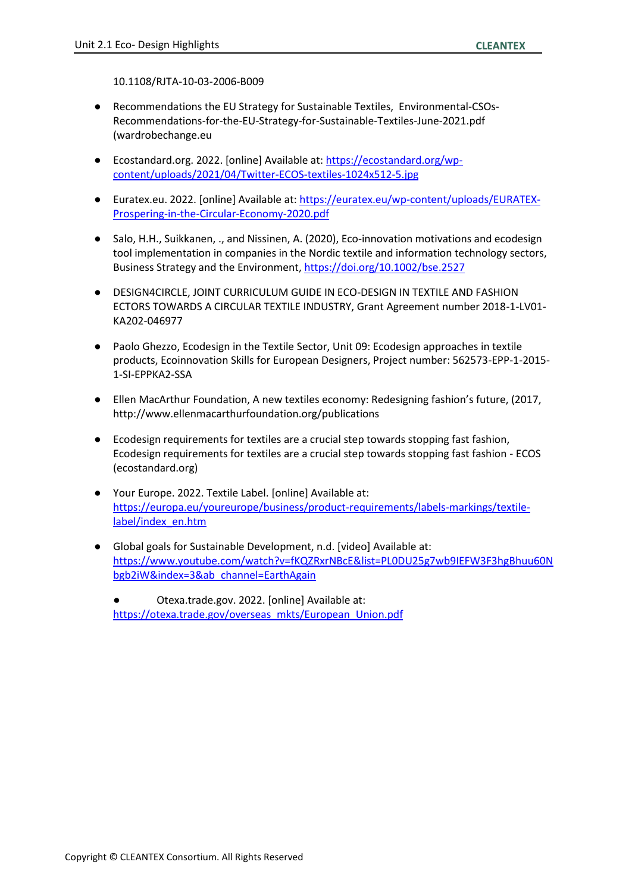10.1108/RJTA-10-03-2006-B009

- Recommendations the EU Strategy for Sustainable Textiles, Environmental-CSOs-Recommendations-for-the-EU-Strategy-for-Sustainable-Textiles-June-2021.pdf (wardrobechange.eu
- Ecostandard.org. 2022. [online] Available at: https://ecostandard.org/wp-content/uploads/2021/04/Twitter-ECOS-textiles-1024x512-5.jpg
- Euratex.eu. 2022. [online] Available at: https://euratex.eu/wp-content/uploads/EURATEX-Prospering-in-the-Circular-Economy-2020.pdf
- Salo, H.H., Suikkanen, ., and Nissinen, A. (2020), Eco-innovation motivations and ecodesign tool implementation in companies in the Nordic textile and information technology sectors, Business Strategy and the Environment, https://doi.org/10.1002/bse.2527
- DESIGN4CIRCLE, JOINT CURRICULUM GUIDE IN ECO-DESIGN IN TEXTILE AND FASHION ECTORS TOWARDS A CIRCULAR TEXTILE INDUSTRY, Grant Agreement number 2018-1-LV01-KA202-046977
- Paolo Ghezzo, Ecodesign in the Textile Sector, Unit 09: Ecodesign approaches in textile products, Ecoinnovation Skills for European Designers, Project number: 562573-EPP-1-2015-1-SI-EPPKA2-SSA
- Ellen MacArthur Foundation, A new textiles economy: Redesigning fashion's future, (2017, http://www.ellenmacarthurfoundation.org/publications
- Ecodesign requirements for textiles are a crucial step towards stopping fast fashion, Ecodesign requirements for textiles are a crucial step towards stopping fast fashion - ECOS (ecostandard.org)
- Your Europe. 2022. Textile Label. [online] Available at: https://europa.eu/youreurope/business/product-requirements/labels-markings/textile-label/index_en.htm
- Global goals for Sustainable Development, n.d. [video] Available at: https://www.youtube.com/watch?v=fKQZRxrNBcE&list=PL0DU25g7wb9IEFW3F3hgBhuu60Nbgb2iW&index=3&ab_channel=EarthAgain
- Otexa.trade.gov. 2022. [online] Available at: https://otexa.trade.gov/overseas_mkts/European_Union.pdf